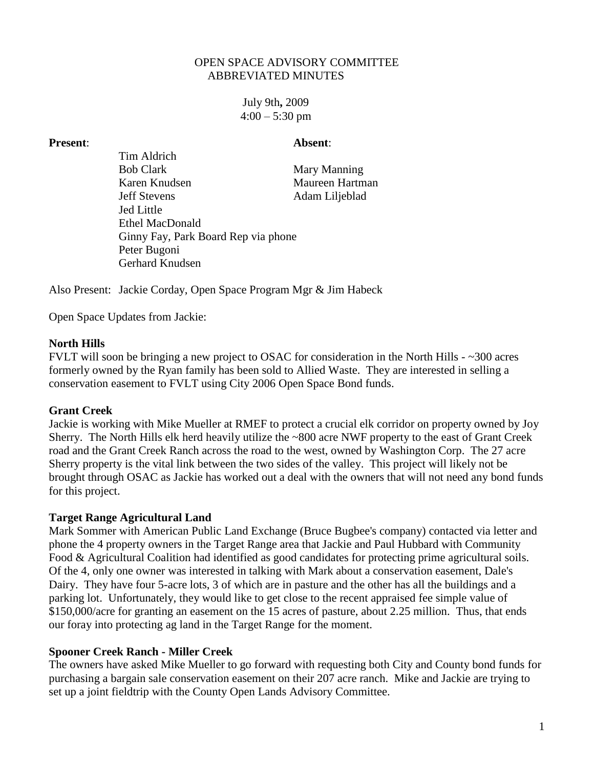# OPEN SPACE ADVISORY COMMITTEE
## ABBREVIATED MINUTES

July 9th**,** 2009
4:00 – 5:30 pm

| **Present**: | **Absent**: |
|---|---|
| Tim Aldrich | |
| Bob Clark | Mary Manning |
| Karen Knudsen | Maureen Hartman |
| Jeff Stevens | Adam Liljeblad |
| Jed Little | |
| Ethel MacDonald | |
| Ginny Fay, Park Board Rep via phone | |
| Peter Bugoni | |
| Gerhard Knudsen | |

Also Present: Jackie Corday, Open Space Program Mgr & Jim Habeck

Open Space Updates from Jackie:

**North Hills**

FVLT will soon be bringing a new project to OSAC for consideration in the North Hills - ~300 acres formerly owned by the Ryan family has been sold to Allied Waste. They are interested in selling a conservation easement to FVLT using City 2006 Open Space Bond funds.

**Grant Creek**

Jackie is working with Mike Mueller at RMEF to protect a crucial elk corridor on property owned by Joy Sherry. The North Hills elk herd heavily utilize the ~800 acre NWF property to the east of Grant Creek road and the Grant Creek Ranch across the road to the west, owned by Washington Corp. The 27 acre Sherry property is the vital link between the two sides of the valley. This project will likely not be brought through OSAC as Jackie has worked out a deal with the owners that will not need any bond funds for this project.

**Target Range Agricultural Land**

Mark Sommer with American Public Land Exchange (Bruce Bugbee's company) contacted via letter and phone the 4 property owners in the Target Range area that Jackie and Paul Hubbard with Community Food & Agricultural Coalition had identified as good candidates for protecting prime agricultural soils. Of the 4, only one owner was interested in talking with Mark about a conservation easement, Dale's Dairy. They have four 5-acre lots, 3 of which are in pasture and the other has all the buildings and a parking lot. Unfortunately, they would like to get close to the recent appraised fee simple value of $150,000/acre for granting an easement on the 15 acres of pasture, about 2.25 million. Thus, that ends our foray into protecting ag land in the Target Range for the moment.

**Spooner Creek Ranch - Miller Creek**

The owners have asked Mike Mueller to go forward with requesting both City and County bond funds for purchasing a bargain sale conservation easement on their 207 acre ranch. Mike and Jackie are trying to set up a joint fieldtrip with the County Open Lands Advisory Committee.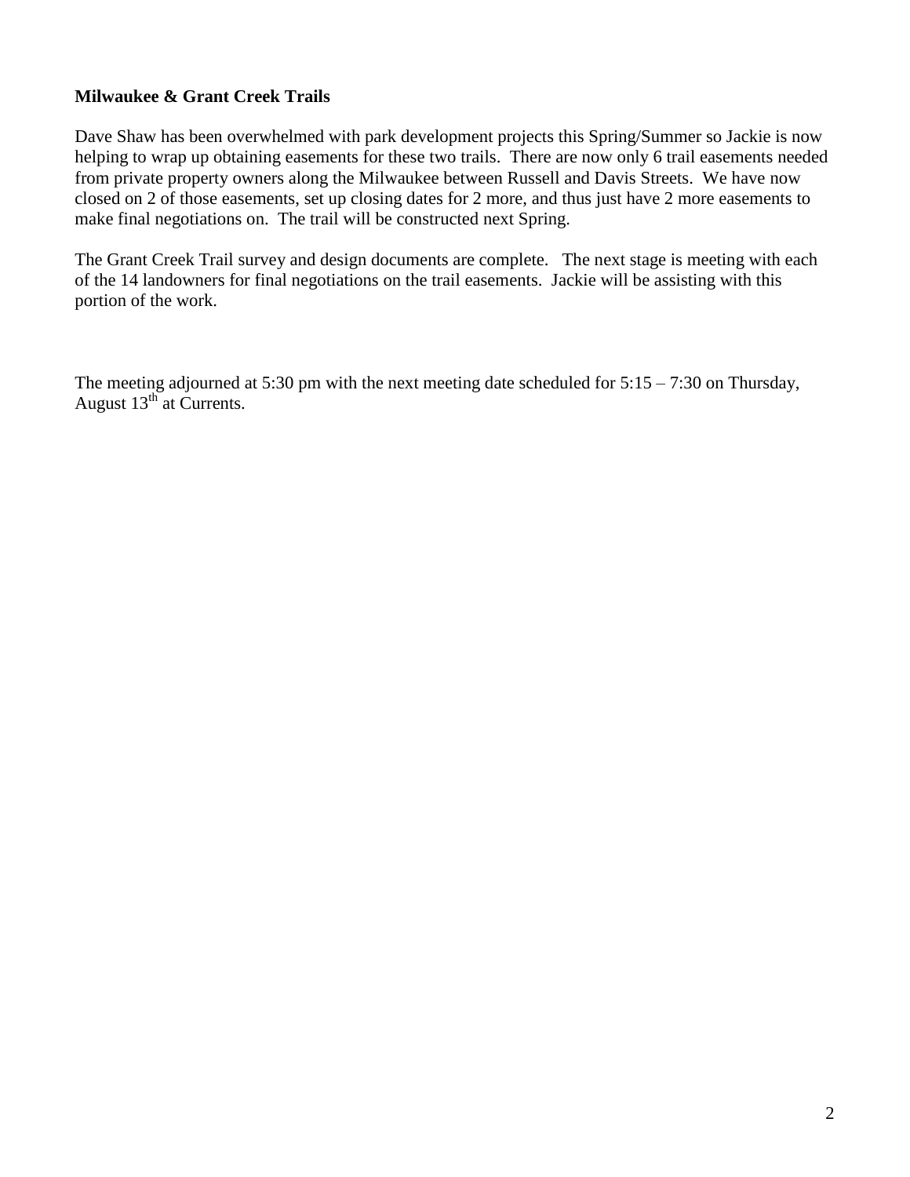**Milwaukee & Grant Creek Trails**

Dave Shaw has been overwhelmed with park development projects this Spring/Summer so Jackie is now helping to wrap up obtaining easements for these two trails. There are now only 6 trail easements needed from private property owners along the Milwaukee between Russell and Davis Streets. We have now closed on 2 of those easements, set up closing dates for 2 more, and thus just have 2 more easements to make final negotiations on. The trail will be constructed next Spring.

The Grant Creek Trail survey and design documents are complete. The next stage is meeting with each of the 14 landowners for final negotiations on the trail easements. Jackie will be assisting with this portion of the work.

The meeting adjourned at 5:30 pm with the next meeting date scheduled for 5:15 – 7:30 on Thursday, August 13th at Currents.